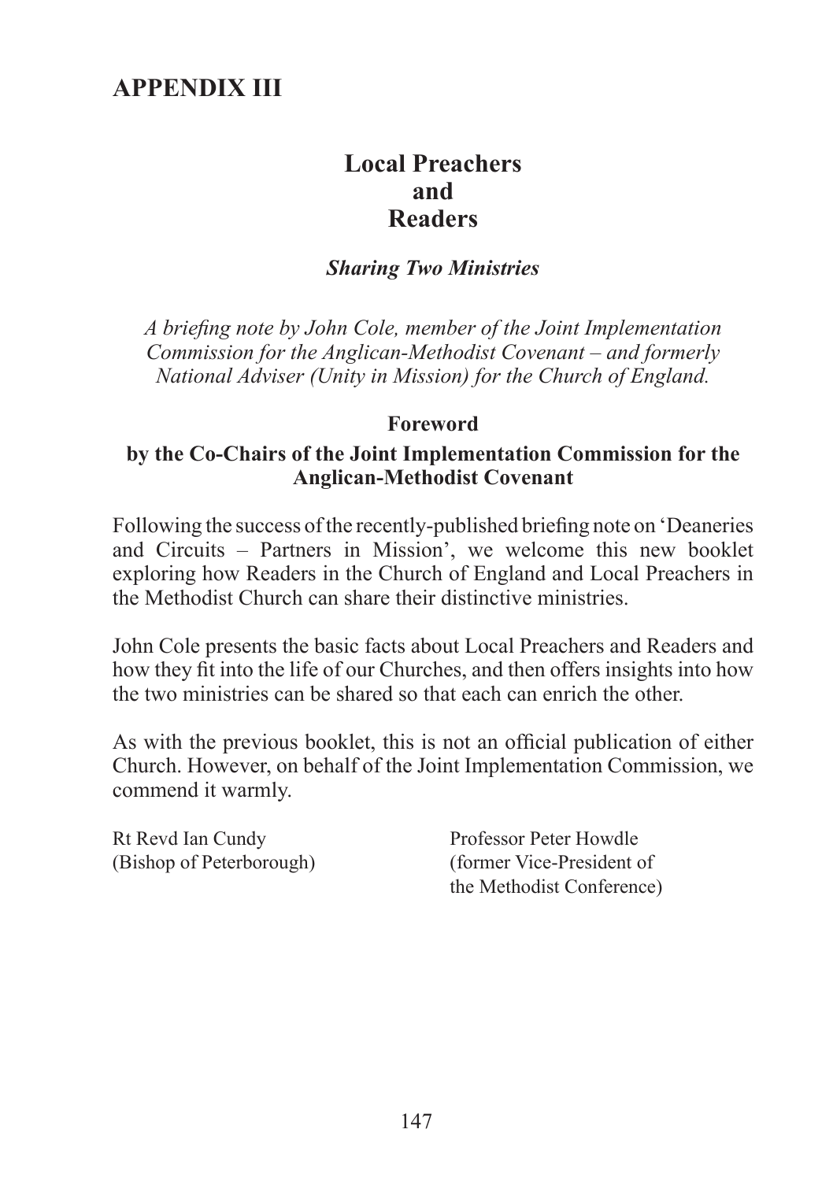# APPENDIX III

## Local Preachers and Readers

***Sharing Two Ministries***

*A briefing note by John Cole, member of the Joint Implementation Commission for the Anglican-Methodist Covenant – and formerly National Adviser (Unity in Mission) for the Church of England.*

### Foreword

**by the Co-Chairs of the Joint Implementation Commission for the Anglican-Methodist Covenant**

Following the success of the recently-published briefing note on 'Deaneries and Circuits – Partners in Mission', we welcome this new booklet exploring how Readers in the Church of England and Local Preachers in the Methodist Church can share their distinctive ministries.

John Cole presents the basic facts about Local Preachers and Readers and how they fit into the life of our Churches, and then offers insights into how the two ministries can be shared so that each can enrich the other.

As with the previous booklet, this is not an official publication of either Church. However, on behalf of the Joint Implementation Commission, we commend it warmly.

Rt Revd Ian Cundy
(Bishop of Peterborough)

Professor Peter Howdle
(former Vice-President of the Methodist Conference)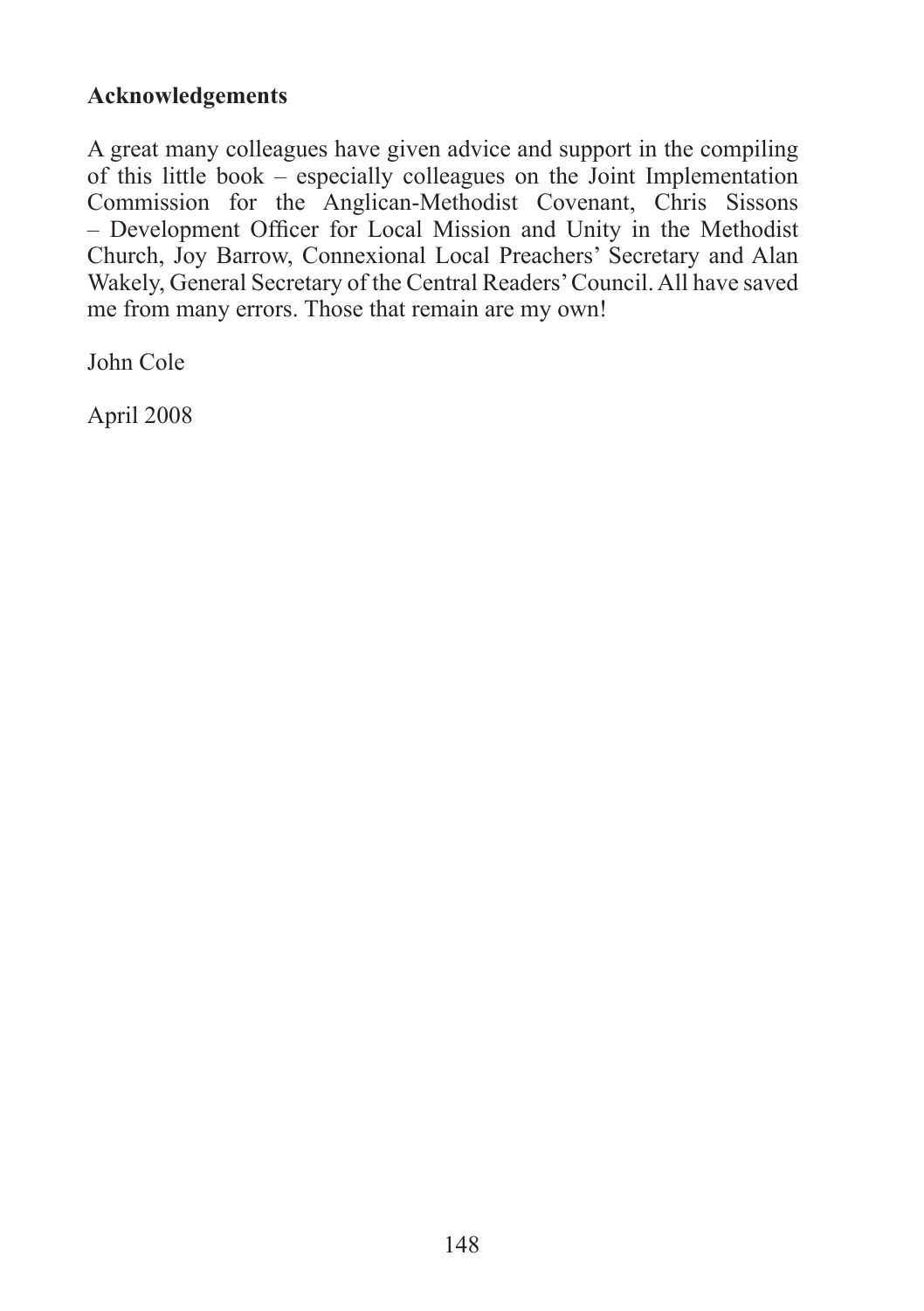**Acknowledgements**

A great many colleagues have given advice and support in the compiling of this little book – especially colleagues on the Joint Implementation Commission for the Anglican-Methodist Covenant, Chris Sissons – Development Officer for Local Mission and Unity in the Methodist Church, Joy Barrow, Connexional Local Preachers' Secretary and Alan Wakely, General Secretary of the Central Readers' Council. All have saved me from many errors. Those that remain are my own!

John Cole

April 2008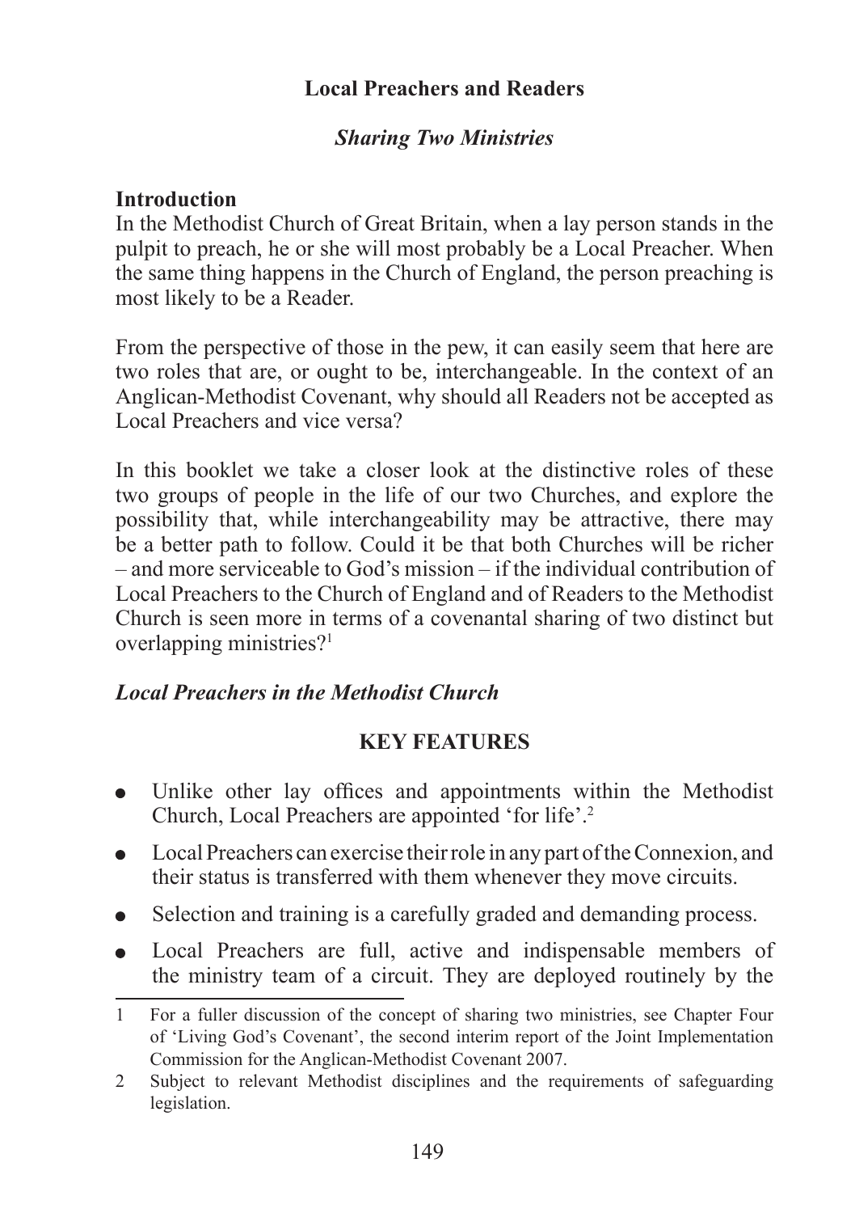## Local Preachers and Readers

### *Sharing Two Ministries*

**Introduction**

In the Methodist Church of Great Britain, when a lay person stands in the pulpit to preach, he or she will most probably be a Local Preacher. When the same thing happens in the Church of England, the person preaching is most likely to be a Reader.

From the perspective of those in the pew, it can easily seem that here are two roles that are, or ought to be, interchangeable. In the context of an Anglican-Methodist Covenant, why should all Readers not be accepted as Local Preachers and vice versa?

In this booklet we take a closer look at the distinctive roles of these two groups of people in the life of our two Churches, and explore the possibility that, while interchangeability may be attractive, there may be a better path to follow. Could it be that both Churches will be richer – and more serviceable to God's mission – if the individual contribution of Local Preachers to the Church of England and of Readers to the Methodist Church is seen more in terms of a covenantal sharing of two distinct but overlapping ministries?[1]

***Local Preachers in the Methodist Church***

**KEY FEATURES**

- Unlike other lay offices and appointments within the Methodist Church, Local Preachers are appointed 'for life'.[2]
- Local Preachers can exercise their role in any part of the Connexion, and their status is transferred with them whenever they move circuits.
- Selection and training is a carefully graded and demanding process.
- Local Preachers are full, active and indispensable members of the ministry team of a circuit. They are deployed routinely by the

---

1 For a fuller discussion of the concept of sharing two ministries, see Chapter Four of 'Living God's Covenant', the second interim report of the Joint Implementation Commission for the Anglican-Methodist Covenant 2007.

2 Subject to relevant Methodist disciplines and the requirements of safeguarding legislation.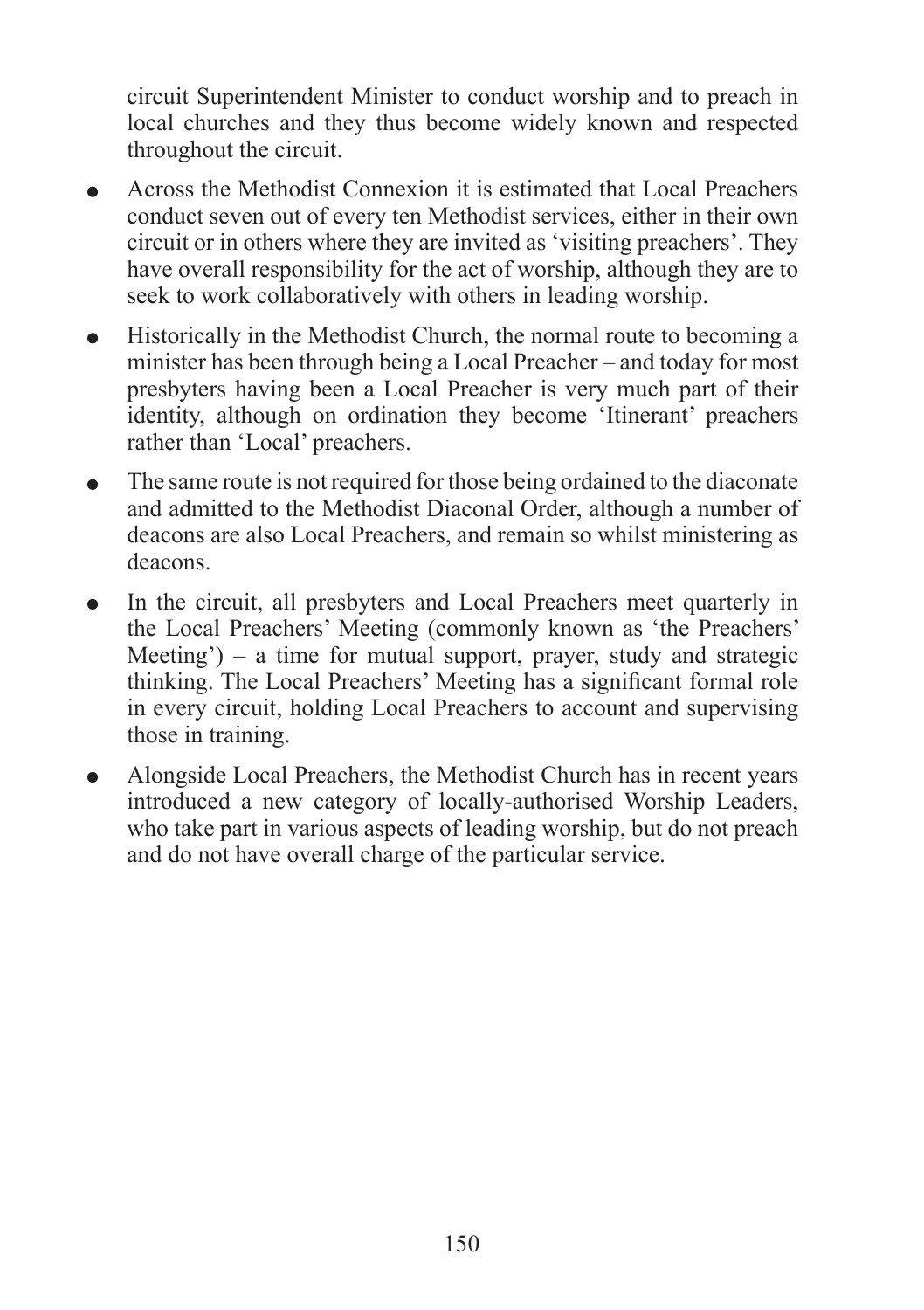circuit Superintendent Minister to conduct worship and to preach in local churches and they thus become widely known and respected throughout the circuit.

- Across the Methodist Connexion it is estimated that Local Preachers conduct seven out of every ten Methodist services, either in their own circuit or in others where they are invited as 'visiting preachers'. They have overall responsibility for the act of worship, although they are to seek to work collaboratively with others in leading worship.
- Historically in the Methodist Church, the normal route to becoming a minister has been through being a Local Preacher – and today for most presbyters having been a Local Preacher is very much part of their identity, although on ordination they become 'Itinerant' preachers rather than 'Local' preachers.
- The same route is not required for those being ordained to the diaconate and admitted to the Methodist Diaconal Order, although a number of deacons are also Local Preachers, and remain so whilst ministering as deacons.
- In the circuit, all presbyters and Local Preachers meet quarterly in the Local Preachers' Meeting (commonly known as 'the Preachers' Meeting') – a time for mutual support, prayer, study and strategic thinking. The Local Preachers' Meeting has a significant formal role in every circuit, holding Local Preachers to account and supervising those in training.
- Alongside Local Preachers, the Methodist Church has in recent years introduced a new category of locally-authorised Worship Leaders, who take part in various aspects of leading worship, but do not preach and do not have overall charge of the particular service.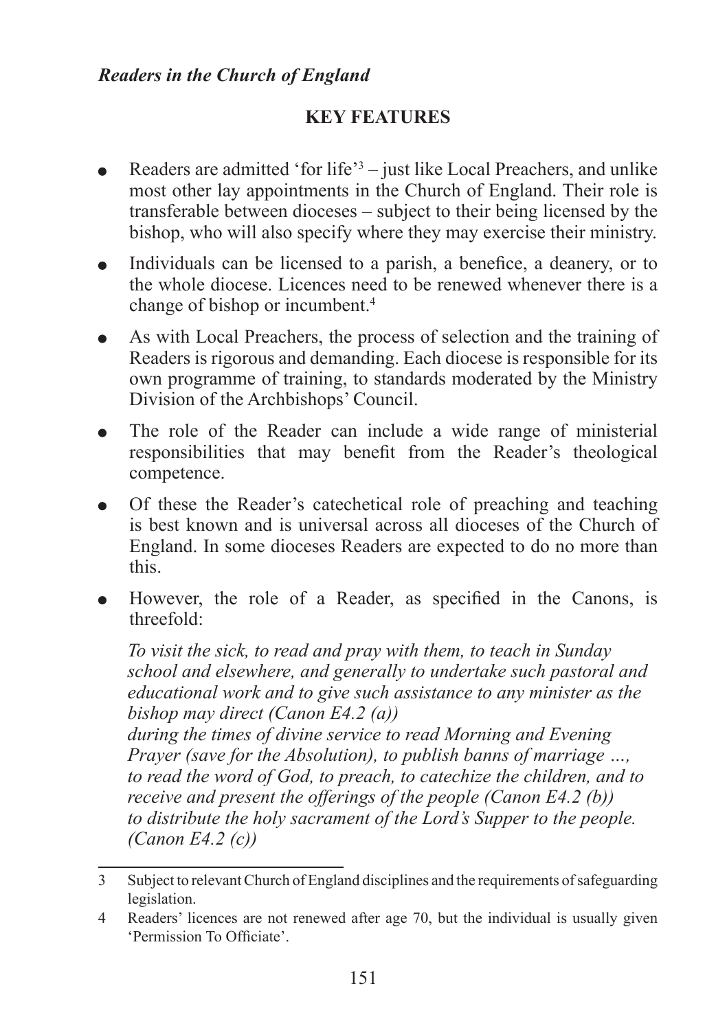*Readers in the Church of England*

## KEY FEATURES

- Readers are admitted 'for life'[3] – just like Local Preachers, and unlike most other lay appointments in the Church of England. Their role is transferable between dioceses – subject to their being licensed by the bishop, who will also specify where they may exercise their ministry.
- Individuals can be licensed to a parish, a benefice, a deanery, or to the whole diocese. Licences need to be renewed whenever there is a change of bishop or incumbent.[4]
- As with Local Preachers, the process of selection and the training of Readers is rigorous and demanding. Each diocese is responsible for its own programme of training, to standards moderated by the Ministry Division of the Archbishops' Council.
- The role of the Reader can include a wide range of ministerial responsibilities that may benefit from the Reader's theological competence.
- Of these the Reader's catechetical role of preaching and teaching is best known and is universal across all dioceses of the Church of England. In some dioceses Readers are expected to do no more than this.
- However, the role of a Reader, as specified in the Canons, is threefold:

  *To visit the sick, to read and pray with them, to teach in Sunday school and elsewhere, and generally to undertake such pastoral and educational work and to give such assistance to any minister as the bishop may direct (Canon E4.2 (a))*
  *during the times of divine service to read Morning and Evening Prayer (save for the Absolution), to publish banns of marriage …, to read the word of God, to preach, to catechize the children, and to receive and present the offerings of the people (Canon E4.2 (b))*
  *to distribute the holy sacrament of the Lord's Supper to the people. (Canon E4.2 (c))*

---

3 Subject to relevant Church of England disciplines and the requirements of safeguarding legislation.

4 Readers' licences are not renewed after age 70, but the individual is usually given 'Permission To Officiate'.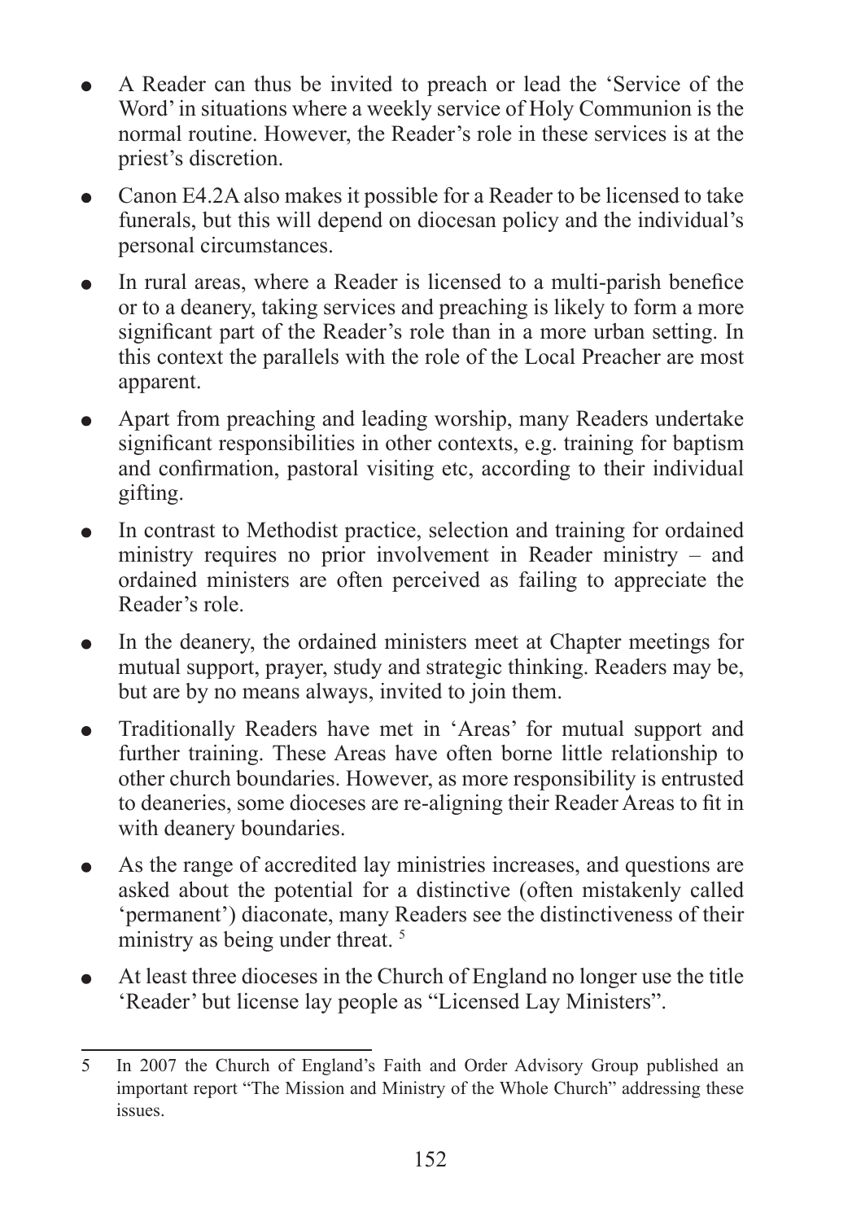- A Reader can thus be invited to preach or lead the 'Service of the Word' in situations where a weekly service of Holy Communion is the normal routine. However, the Reader's role in these services is at the priest's discretion.
- Canon E4.2A also makes it possible for a Reader to be licensed to take funerals, but this will depend on diocesan policy and the individual's personal circumstances.
- In rural areas, where a Reader is licensed to a multi-parish benefice or to a deanery, taking services and preaching is likely to form a more significant part of the Reader's role than in a more urban setting. In this context the parallels with the role of the Local Preacher are most apparent.
- Apart from preaching and leading worship, many Readers undertake significant responsibilities in other contexts, e.g. training for baptism and confirmation, pastoral visiting etc, according to their individual gifting.
- In contrast to Methodist practice, selection and training for ordained ministry requires no prior involvement in Reader ministry – and ordained ministers are often perceived as failing to appreciate the Reader's role.
- In the deanery, the ordained ministers meet at Chapter meetings for mutual support, prayer, study and strategic thinking. Readers may be, but are by no means always, invited to join them.
- Traditionally Readers have met in 'Areas' for mutual support and further training. These Areas have often borne little relationship to other church boundaries. However, as more responsibility is entrusted to deaneries, some dioceses are re-aligning their Reader Areas to fit in with deanery boundaries.
- As the range of accredited lay ministries increases, and questions are asked about the potential for a distinctive (often mistakenly called 'permanent') diaconate, many Readers see the distinctiveness of their ministry as being under threat. [5]
- At least three dioceses in the Church of England no longer use the title 'Reader' but license lay people as "Licensed Lay Ministers".

---

5 In 2007 the Church of England's Faith and Order Advisory Group published an important report "The Mission and Ministry of the Whole Church" addressing these issues.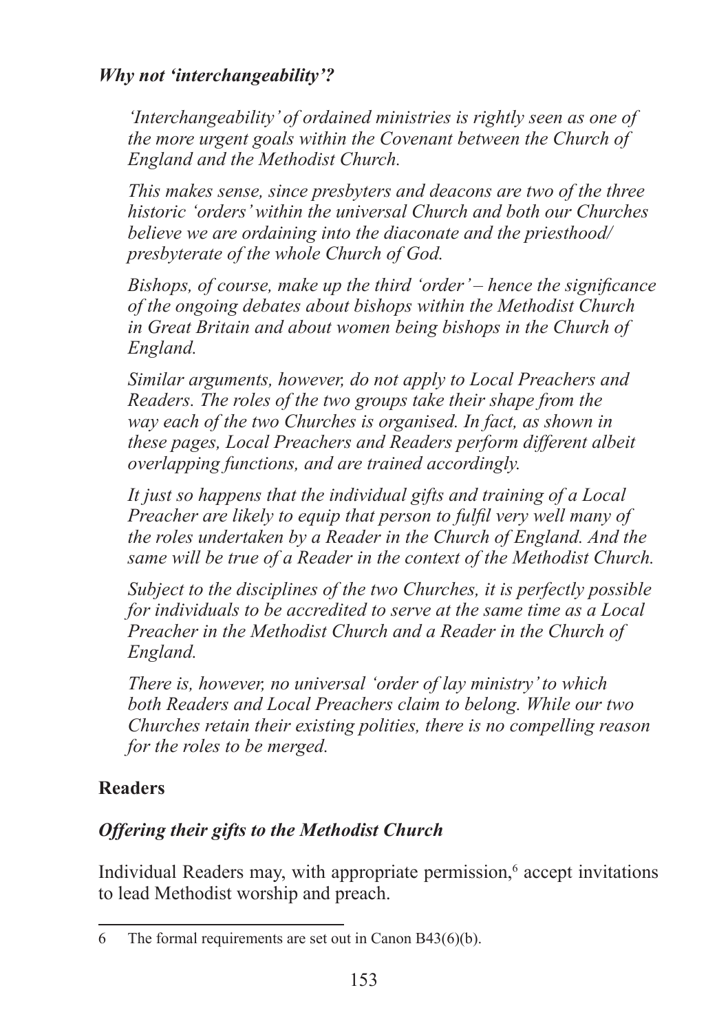### *Why not 'interchangeability'?*

> *'Interchangeability' of ordained ministries is rightly seen as one of the more urgent goals within the Covenant between the Church of England and the Methodist Church.*
>
> *This makes sense, since presbyters and deacons are two of the three historic 'orders' within the universal Church and both our Churches believe we are ordaining into the diaconate and the priesthood/ presbyterate of the whole Church of God.*
>
> *Bishops, of course, make up the third 'order' – hence the significance of the ongoing debates about bishops within the Methodist Church in Great Britain and about women being bishops in the Church of England.*
>
> *Similar arguments, however, do not apply to Local Preachers and Readers. The roles of the two groups take their shape from the way each of the two Churches is organised. In fact, as shown in these pages, Local Preachers and Readers perform different albeit overlapping functions, and are trained accordingly.*
>
> *It just so happens that the individual gifts and training of a Local Preacher are likely to equip that person to fulfil very well many of the roles undertaken by a Reader in the Church of England. And the same will be true of a Reader in the context of the Methodist Church.*
>
> *Subject to the disciplines of the two Churches, it is perfectly possible for individuals to be accredited to serve at the same time as a Local Preacher in the Methodist Church and a Reader in the Church of England.*
>
> *There is, however, no universal 'order of lay ministry' to which both Readers and Local Preachers claim to belong. While our two Churches retain their existing polities, there is no compelling reason for the roles to be merged.*

## Readers

### *Offering their gifts to the Methodist Church*

Individual Readers may, with appropriate permission,[6] accept invitations to lead Methodist worship and preach.

---

6 The formal requirements are set out in Canon B43(6)(b).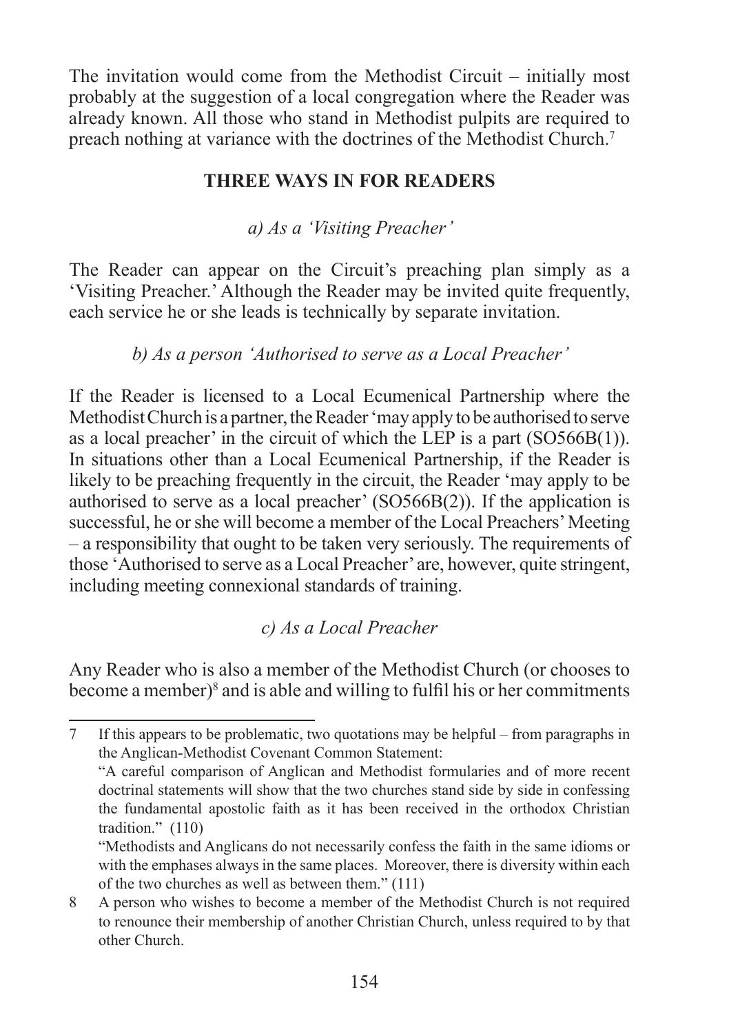The invitation would come from the Methodist Circuit – initially most probably at the suggestion of a local congregation where the Reader was already known. All those who stand in Methodist pulpits are required to preach nothing at variance with the doctrines of the Methodist Church.[7]

## THREE WAYS IN FOR READERS

### *a) As a 'Visiting Preacher'*

The Reader can appear on the Circuit's preaching plan simply as a 'Visiting Preacher.' Although the Reader may be invited quite frequently, each service he or she leads is technically by separate invitation.

### *b) As a person 'Authorised to serve as a Local Preacher'*

If the Reader is licensed to a Local Ecumenical Partnership where the Methodist Church is a partner, the Reader 'may apply to be authorised to serve as a local preacher' in the circuit of which the LEP is a part (SO566B(1)). In situations other than a Local Ecumenical Partnership, if the Reader is likely to be preaching frequently in the circuit, the Reader 'may apply to be authorised to serve as a local preacher' (SO566B(2)). If the application is successful, he or she will become a member of the Local Preachers' Meeting – a responsibility that ought to be taken very seriously. The requirements of those 'Authorised to serve as a Local Preacher' are, however, quite stringent, including meeting connexional standards of training.

### *c) As a Local Preacher*

Any Reader who is also a member of the Methodist Church (or chooses to become a member)[8] and is able and willing to fulfil his or her commitments

---

7 If this appears to be problematic, two quotations may be helpful – from paragraphs in the Anglican-Methodist Covenant Common Statement:
"A careful comparison of Anglican and Methodist formularies and of more recent doctrinal statements will show that the two churches stand side by side in confessing the fundamental apostolic faith as it has been received in the orthodox Christian tradition." (110)
"Methodists and Anglicans do not necessarily confess the faith in the same idioms or with the emphases always in the same places. Moreover, there is diversity within each of the two churches as well as between them." (111)

8 A person who wishes to become a member of the Methodist Church is not required to renounce their membership of another Christian Church, unless required to by that other Church.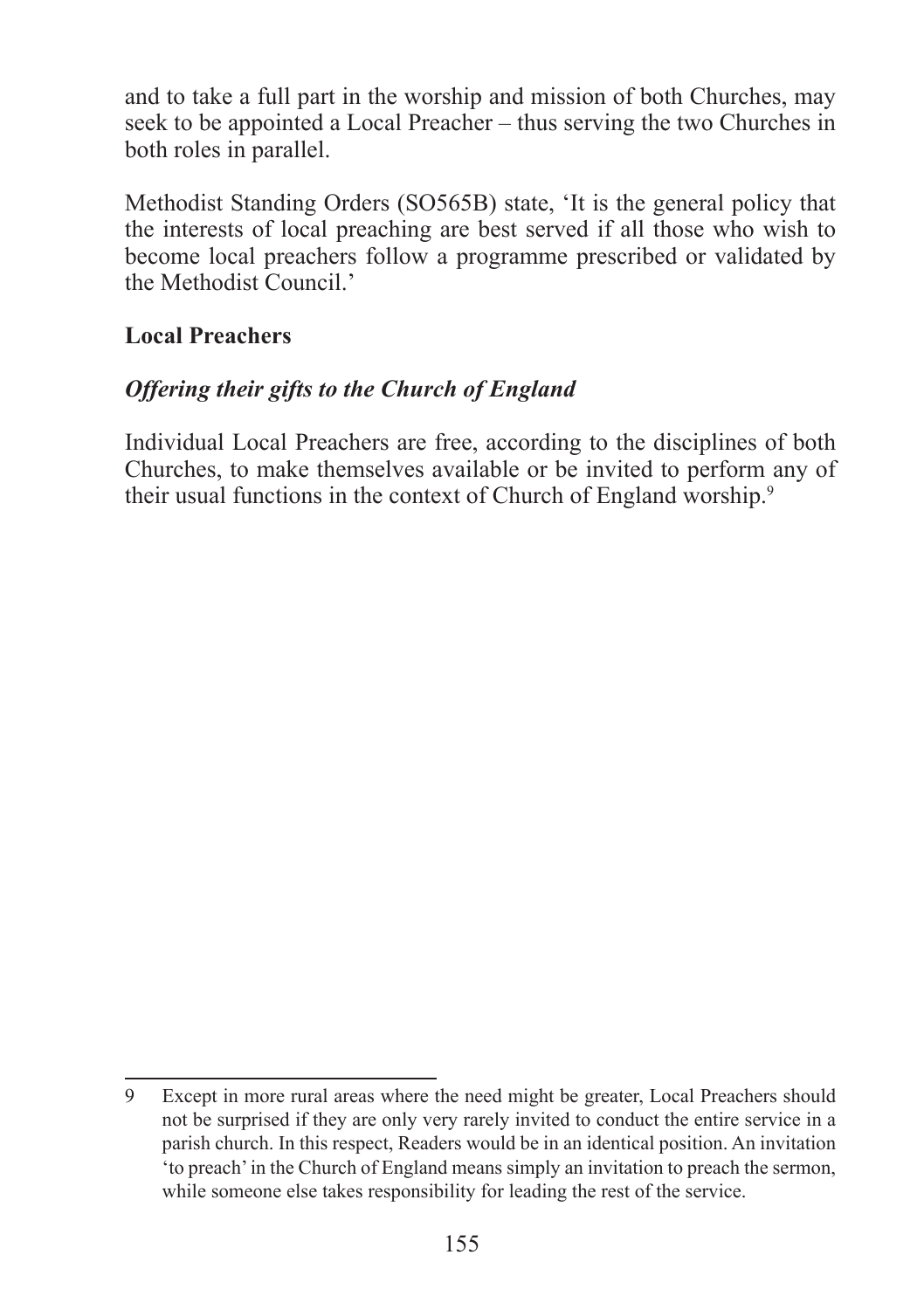and to take a full part in the worship and mission of both Churches, may seek to be appointed a Local Preacher – thus serving the two Churches in both roles in parallel.

Methodist Standing Orders (SO565B) state, 'It is the general policy that the interests of local preaching are best served if all those who wish to become local preachers follow a programme prescribed or validated by the Methodist Council.'

## Local Preachers

### *Offering their gifts to the Church of England*

Individual Local Preachers are free, according to the disciplines of both Churches, to make themselves available or be invited to perform any of their usual functions in the context of Church of England worship.[9]

---

9 Except in more rural areas where the need might be greater, Local Preachers should not be surprised if they are only very rarely invited to conduct the entire service in a parish church. In this respect, Readers would be in an identical position. An invitation 'to preach' in the Church of England means simply an invitation to preach the sermon, while someone else takes responsibility for leading the rest of the service.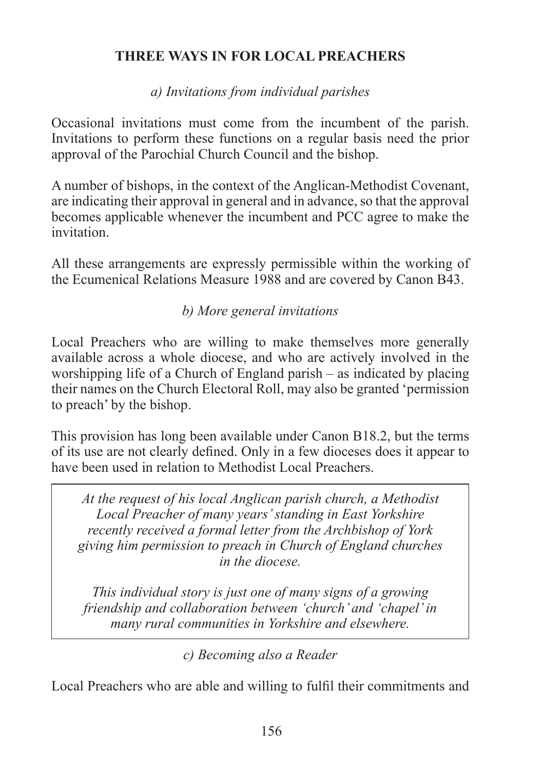## THREE WAYS IN FOR LOCAL PREACHERS

### *a) Invitations from individual parishes*

Occasional invitations must come from the incumbent of the parish. Invitations to perform these functions on a regular basis need the prior approval of the Parochial Church Council and the bishop.

A number of bishops, in the context of the Anglican-Methodist Covenant, are indicating their approval in general and in advance, so that the approval becomes applicable whenever the incumbent and PCC agree to make the invitation.

All these arrangements are expressly permissible within the working of the Ecumenical Relations Measure 1988 and are covered by Canon B43.

### *b) More general invitations*

Local Preachers who are willing to make themselves more generally available across a whole diocese, and who are actively involved in the worshipping life of a Church of England parish – as indicated by placing their names on the Church Electoral Roll, may also be granted 'permission to preach' by the bishop.

This provision has long been available under Canon B18.2, but the terms of its use are not clearly defined. Only in a few dioceses does it appear to have been used in relation to Methodist Local Preachers.

> *At the request of his local Anglican parish church, a Methodist Local Preacher of many years' standing in East Yorkshire recently received a formal letter from the Archbishop of York giving him permission to preach in Church of England churches in the diocese.*
>
> *This individual story is just one of many signs of a growing friendship and collaboration between 'church' and 'chapel' in many rural communities in Yorkshire and elsewhere.*

### *c) Becoming also a Reader*

Local Preachers who are able and willing to fulfil their commitments and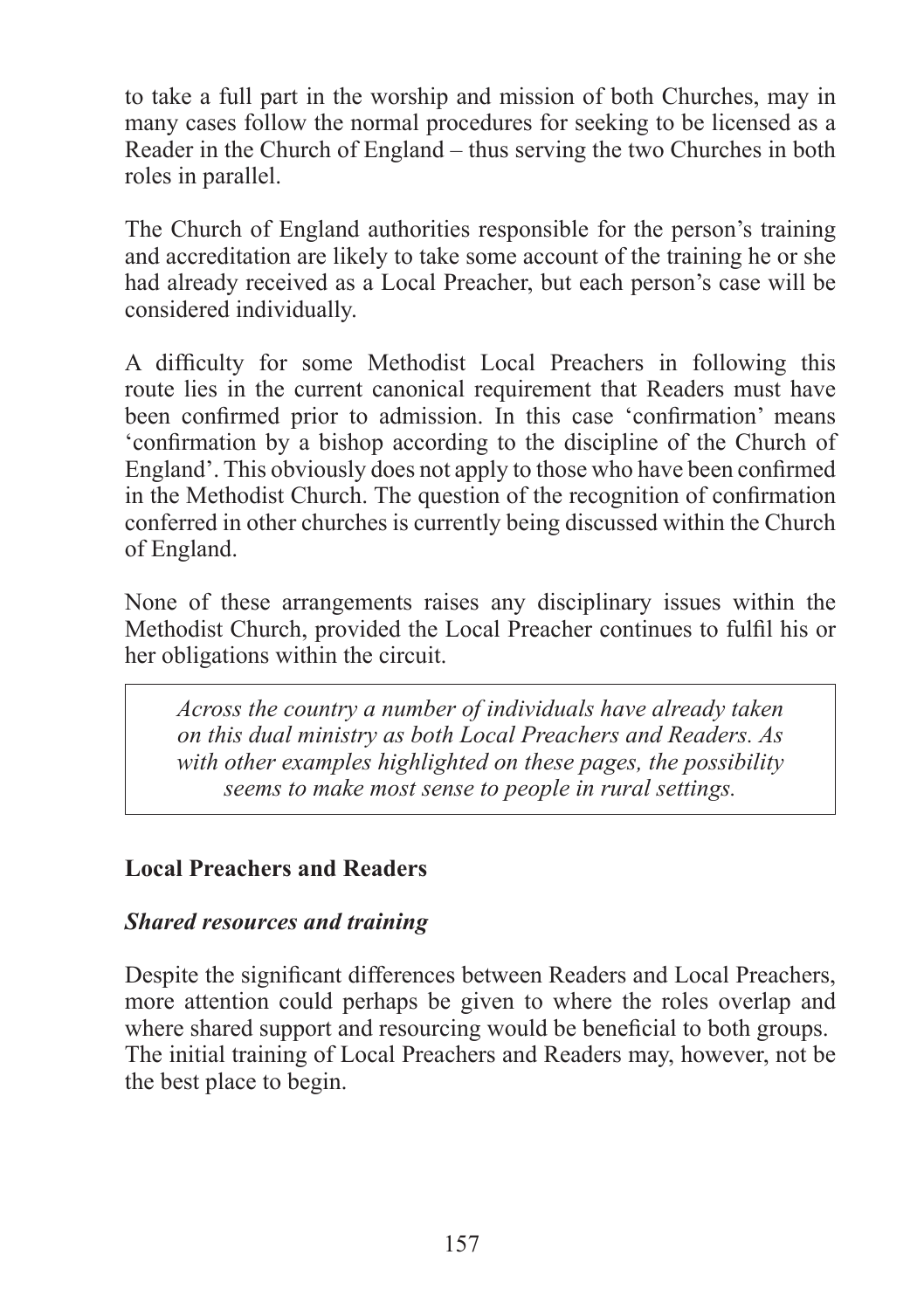to take a full part in the worship and mission of both Churches, may in many cases follow the normal procedures for seeking to be licensed as a Reader in the Church of England – thus serving the two Churches in both roles in parallel.

The Church of England authorities responsible for the person's training and accreditation are likely to take some account of the training he or she had already received as a Local Preacher, but each person's case will be considered individually.

A difficulty for some Methodist Local Preachers in following this route lies in the current canonical requirement that Readers must have been confirmed prior to admission. In this case 'confirmation' means 'confirmation by a bishop according to the discipline of the Church of England'. This obviously does not apply to those who have been confirmed in the Methodist Church. The question of the recognition of confirmation conferred in other churches is currently being discussed within the Church of England.

None of these arrangements raises any disciplinary issues within the Methodist Church, provided the Local Preacher continues to fulfil his or her obligations within the circuit.

> *Across the country a number of individuals have already taken on this dual ministry as both Local Preachers and Readers. As with other examples highlighted on these pages, the possibility seems to make most sense to people in rural settings.*

### Local Preachers and Readers

#### *Shared resources and training*

Despite the significant differences between Readers and Local Preachers, more attention could perhaps be given to where the roles overlap and where shared support and resourcing would be beneficial to both groups. The initial training of Local Preachers and Readers may, however, not be the best place to begin.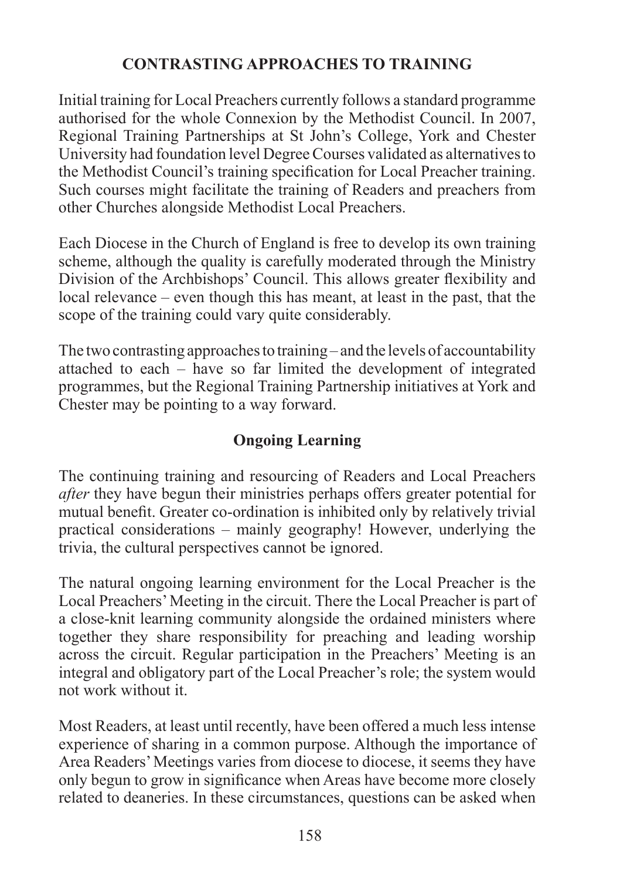## CONTRASTING APPROACHES TO TRAINING

Initial training for Local Preachers currently follows a standard programme authorised for the whole Connexion by the Methodist Council. In 2007, Regional Training Partnerships at St John's College, York and Chester University had foundation level Degree Courses validated as alternatives to the Methodist Council's training specification for Local Preacher training. Such courses might facilitate the training of Readers and preachers from other Churches alongside Methodist Local Preachers.

Each Diocese in the Church of England is free to develop its own training scheme, although the quality is carefully moderated through the Ministry Division of the Archbishops' Council. This allows greater flexibility and local relevance – even though this has meant, at least in the past, that the scope of the training could vary quite considerably.

The two contrasting approaches to training – and the levels of accountability attached to each – have so far limited the development of integrated programmes, but the Regional Training Partnership initiatives at York and Chester may be pointing to a way forward.

### Ongoing Learning

The continuing training and resourcing of Readers and Local Preachers *after* they have begun their ministries perhaps offers greater potential for mutual benefit. Greater co-ordination is inhibited only by relatively trivial practical considerations – mainly geography! However, underlying the trivia, the cultural perspectives cannot be ignored.

The natural ongoing learning environment for the Local Preacher is the Local Preachers' Meeting in the circuit. There the Local Preacher is part of a close-knit learning community alongside the ordained ministers where together they share responsibility for preaching and leading worship across the circuit. Regular participation in the Preachers' Meeting is an integral and obligatory part of the Local Preacher's role; the system would not work without it.

Most Readers, at least until recently, have been offered a much less intense experience of sharing in a common purpose. Although the importance of Area Readers' Meetings varies from diocese to diocese, it seems they have only begun to grow in significance when Areas have become more closely related to deaneries. In these circumstances, questions can be asked when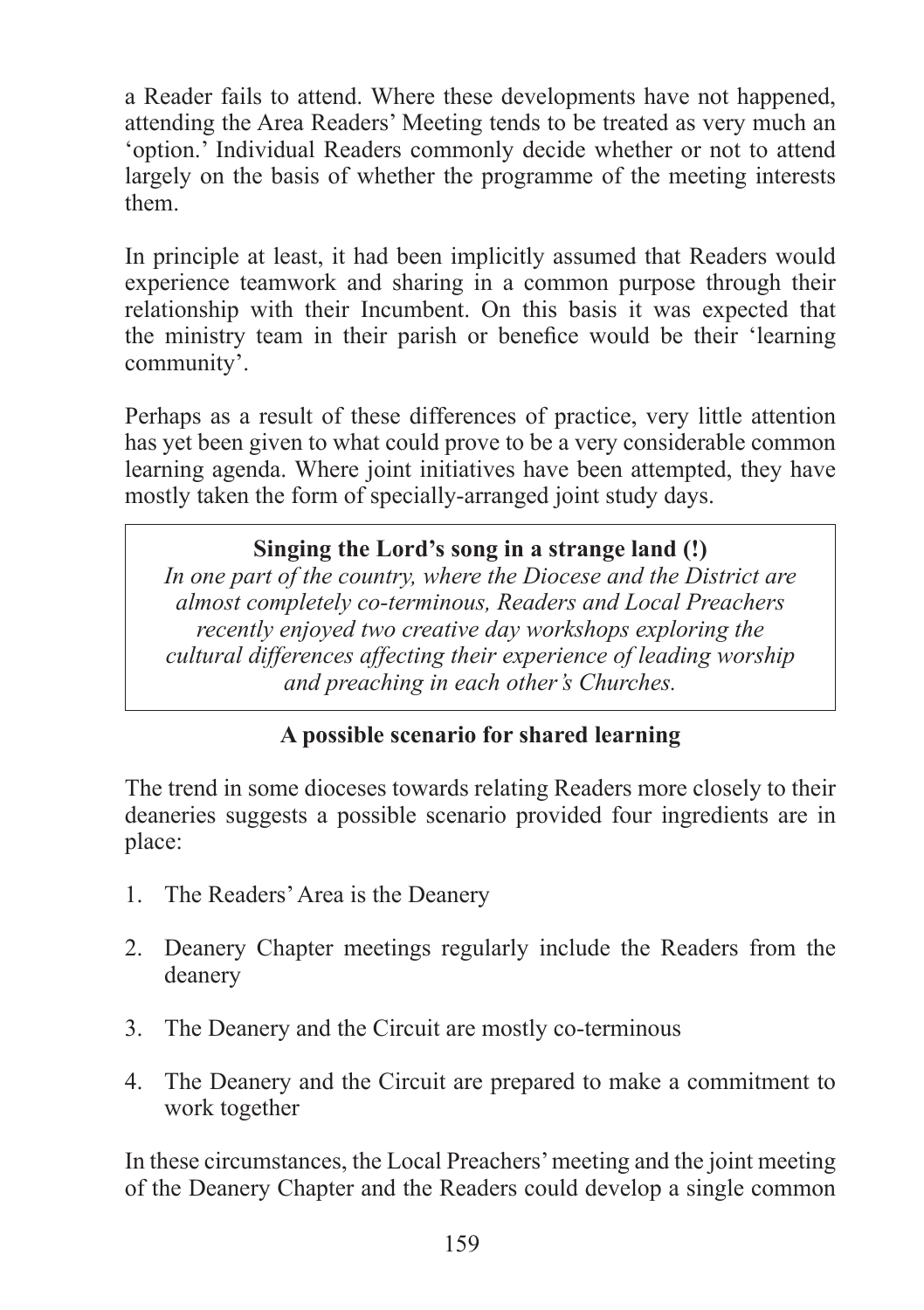a Reader fails to attend. Where these developments have not happened, attending the Area Readers' Meeting tends to be treated as very much an 'option.' Individual Readers commonly decide whether or not to attend largely on the basis of whether the programme of the meeting interests them.

In principle at least, it had been implicitly assumed that Readers would experience teamwork and sharing in a common purpose through their relationship with their Incumbent. On this basis it was expected that the ministry team in their parish or benefice would be their 'learning community'.

Perhaps as a result of these differences of practice, very little attention has yet been given to what could prove to be a very considerable common learning agenda. Where joint initiatives have been attempted, they have mostly taken the form of specially-arranged joint study days.

> **Singing the Lord's song in a strange land (!)**
>
> *In one part of the country, where the Diocese and the District are almost completely co-terminous, Readers and Local Preachers recently enjoyed two creative day workshops exploring the cultural differences affecting their experience of leading worship and preaching in each other's Churches.*

**A possible scenario for shared learning**

The trend in some dioceses towards relating Readers more closely to their deaneries suggests a possible scenario provided four ingredients are in place:

1. The Readers' Area is the Deanery
2. Deanery Chapter meetings regularly include the Readers from the deanery
3. The Deanery and the Circuit are mostly co-terminous
4. The Deanery and the Circuit are prepared to make a commitment to work together

In these circumstances, the Local Preachers' meeting and the joint meeting of the Deanery Chapter and the Readers could develop a single common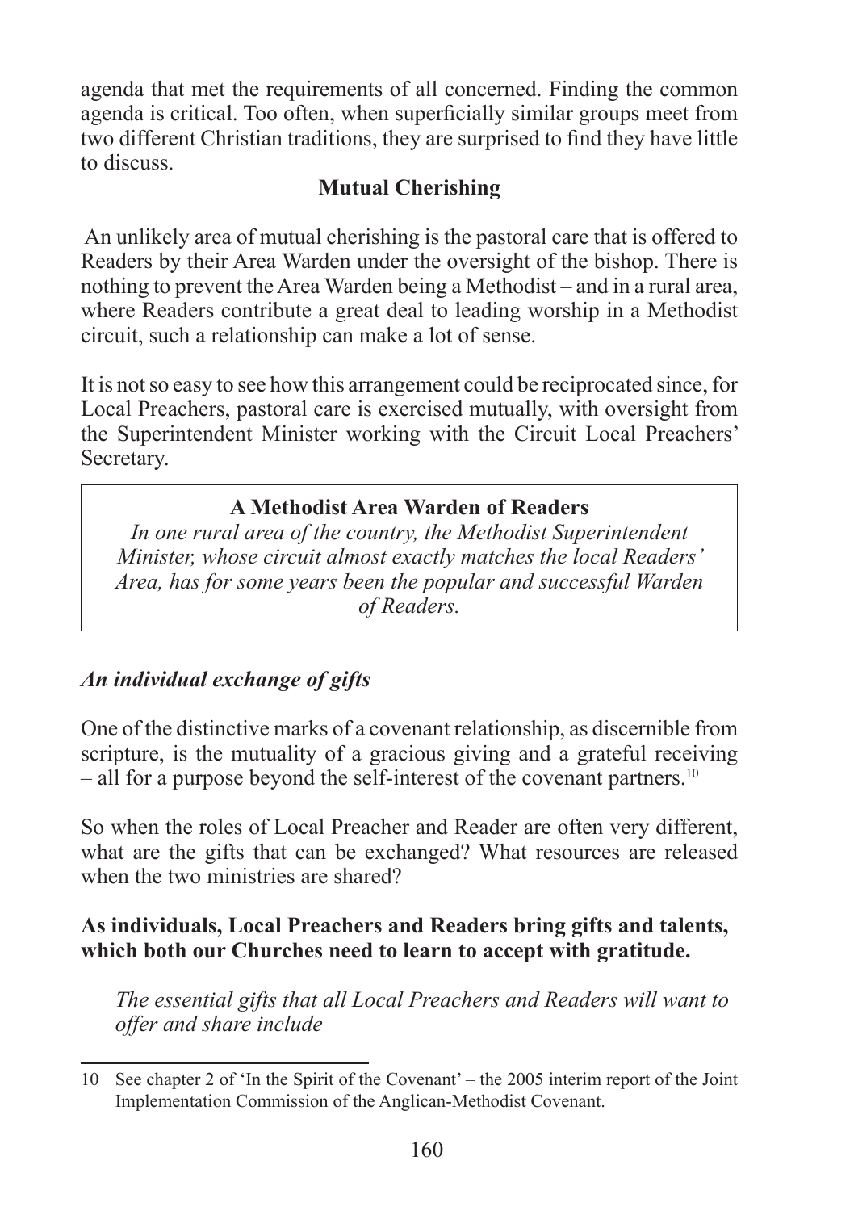agenda that met the requirements of all concerned. Finding the common agenda is critical. Too often, when superficially similar groups meet from two different Christian traditions, they are surprised to find they have little to discuss.

### Mutual Cherishing

An unlikely area of mutual cherishing is the pastoral care that is offered to Readers by their Area Warden under the oversight of the bishop. There is nothing to prevent the Area Warden being a Methodist – and in a rural area, where Readers contribute a great deal to leading worship in a Methodist circuit, such a relationship can make a lot of sense.

It is not so easy to see how this arrangement could be reciprocated since, for Local Preachers, pastoral care is exercised mutually, with oversight from the Superintendent Minister working with the Circuit Local Preachers' Secretary.

> **A Methodist Area Warden of Readers**
>
> *In one rural area of the country, the Methodist Superintendent Minister, whose circuit almost exactly matches the local Readers' Area, has for some years been the popular and successful Warden of Readers.*

### *An individual exchange of gifts*

One of the distinctive marks of a covenant relationship, as discernible from scripture, is the mutuality of a gracious giving and a grateful receiving – all for a purpose beyond the self-interest of the covenant partners.[10]

So when the roles of Local Preacher and Reader are often very different, what are the gifts that can be exchanged? What resources are released when the two ministries are shared?

**As individuals, Local Preachers and Readers bring gifts and talents, which both our Churches need to learn to accept with gratitude.**

*The essential gifts that all Local Preachers and Readers will want to offer and share include*

---

10 See chapter 2 of 'In the Spirit of the Covenant' – the 2005 interim report of the Joint Implementation Commission of the Anglican-Methodist Covenant.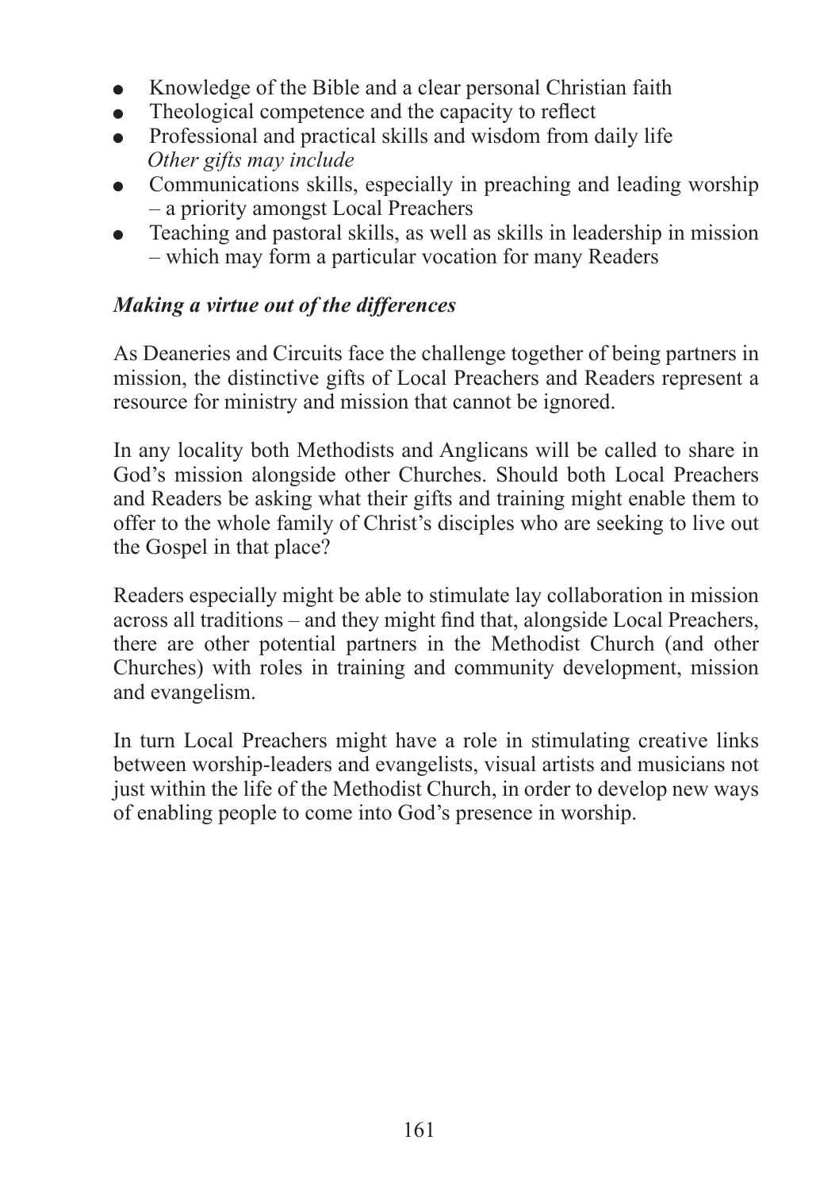- Knowledge of the Bible and a clear personal Christian faith
- Theological competence and the capacity to reflect
- Professional and practical skills and wisdom from daily life

  *Other gifts may include*
- Communications skills, especially in preaching and leading worship – a priority amongst Local Preachers
- Teaching and pastoral skills, as well as skills in leadership in mission – which may form a particular vocation for many Readers

***Making a virtue out of the differences***

As Deaneries and Circuits face the challenge together of being partners in mission, the distinctive gifts of Local Preachers and Readers represent a resource for ministry and mission that cannot be ignored.

In any locality both Methodists and Anglicans will be called to share in God's mission alongside other Churches. Should both Local Preachers and Readers be asking what their gifts and training might enable them to offer to the whole family of Christ's disciples who are seeking to live out the Gospel in that place?

Readers especially might be able to stimulate lay collaboration in mission across all traditions – and they might find that, alongside Local Preachers, there are other potential partners in the Methodist Church (and other Churches) with roles in training and community development, mission and evangelism.

In turn Local Preachers might have a role in stimulating creative links between worship-leaders and evangelists, visual artists and musicians not just within the life of the Methodist Church, in order to develop new ways of enabling people to come into God's presence in worship.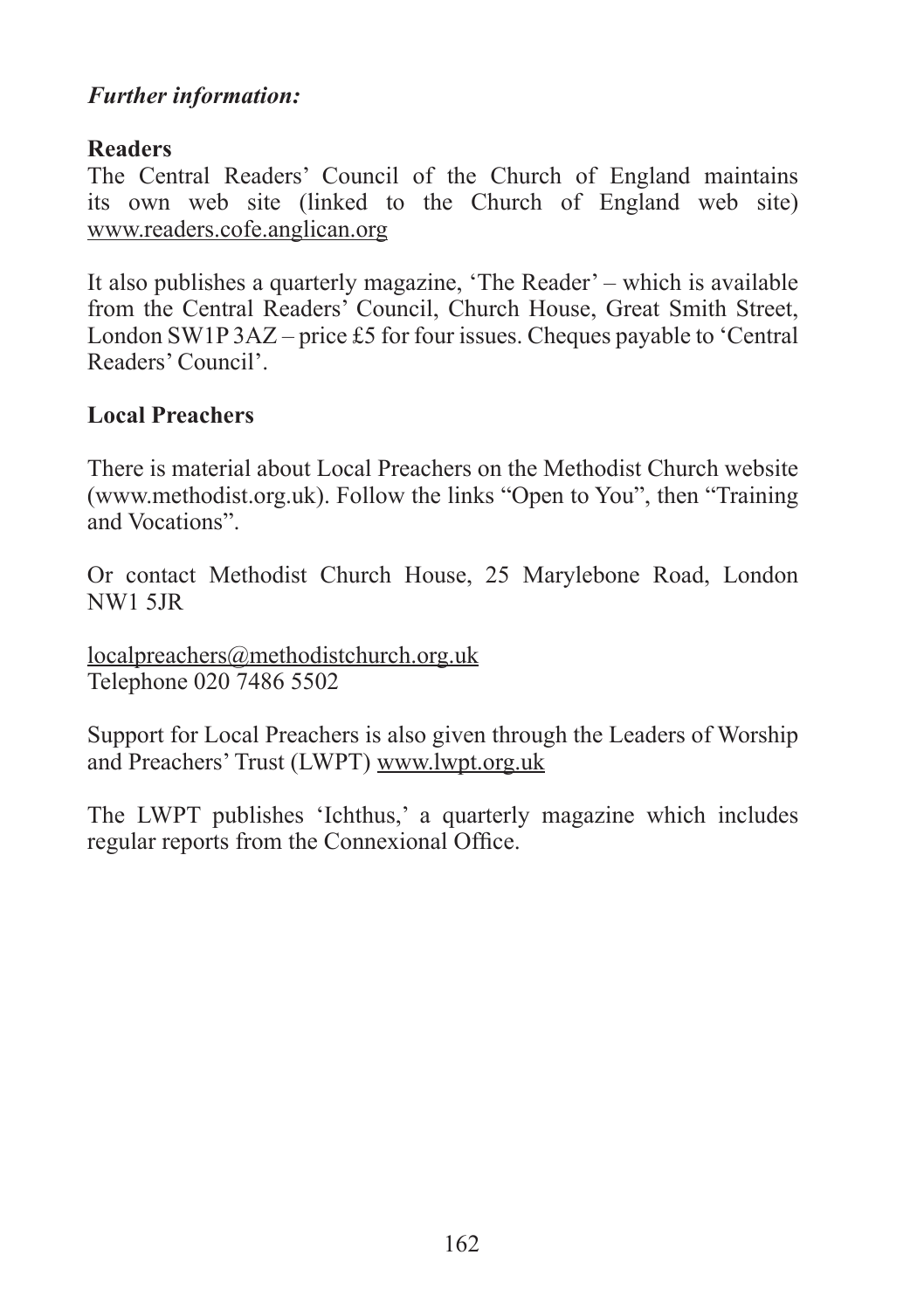***Further information:***

**Readers**

The Central Readers' Council of the Church of England maintains its own web site (linked to the Church of England web site) www.readers.cofe.anglican.org

It also publishes a quarterly magazine, 'The Reader' – which is available from the Central Readers' Council, Church House, Great Smith Street, London SW1P 3AZ – price £5 for four issues. Cheques payable to 'Central Readers' Council'.

**Local Preachers**

There is material about Local Preachers on the Methodist Church website (www.methodist.org.uk). Follow the links "Open to You", then "Training and Vocations".

Or contact Methodist Church House, 25 Marylebone Road, London NW1 5JR

localpreachers@methodistchurch.org.uk
Telephone 020 7486 5502

Support for Local Preachers is also given through the Leaders of Worship and Preachers' Trust (LWPT) www.lwpt.org.uk

The LWPT publishes 'Ichthus,' a quarterly magazine which includes regular reports from the Connexional Office.